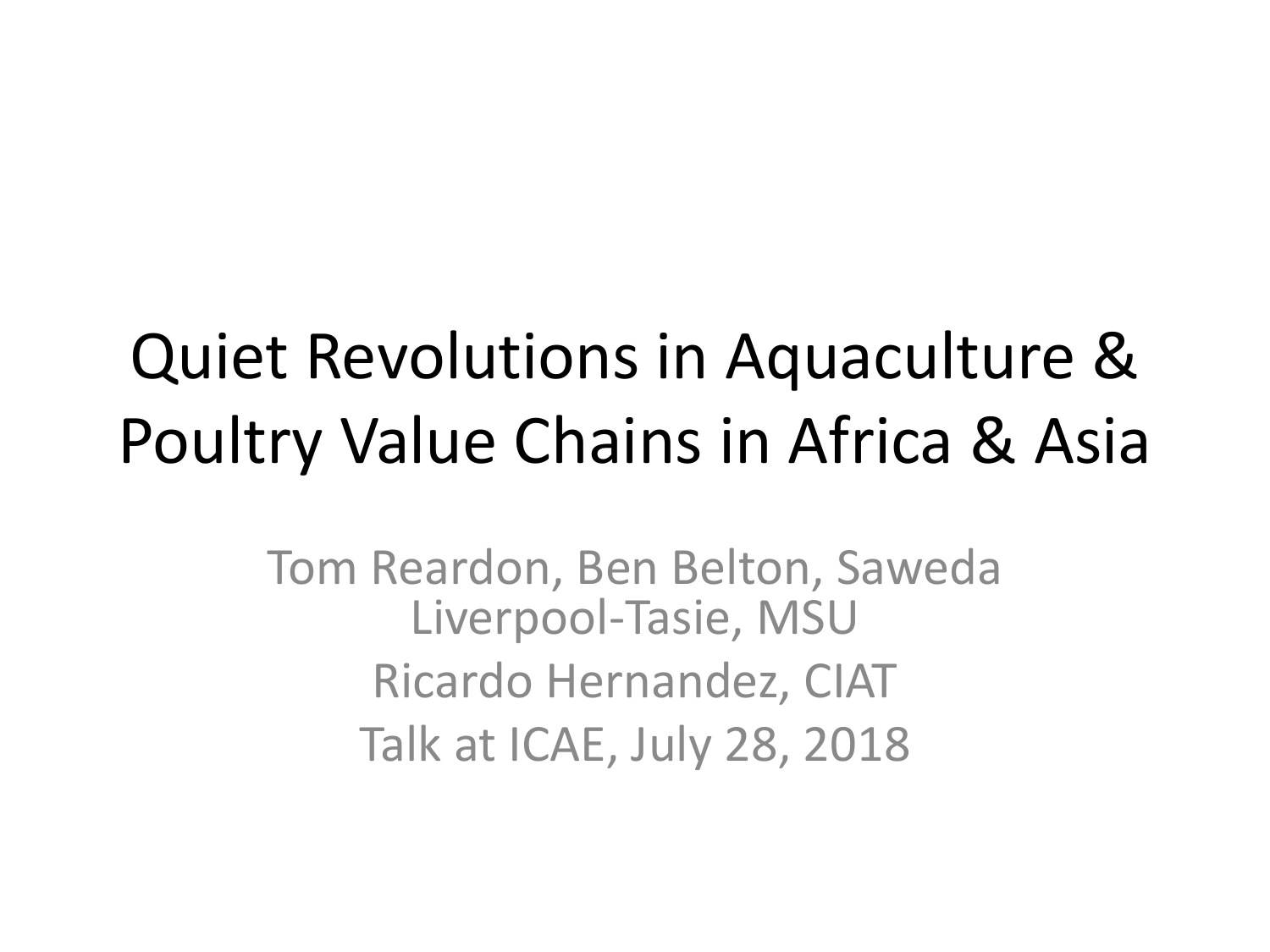# Quiet Revolutions in Aquaculture & Poultry Value Chains in Africa & Asia

Tom Reardon, Ben Belton, Saweda Liverpool-Tasie, MSU

Ricardo Hernandez, CIAT

Talk at ICAE, July 28, 2018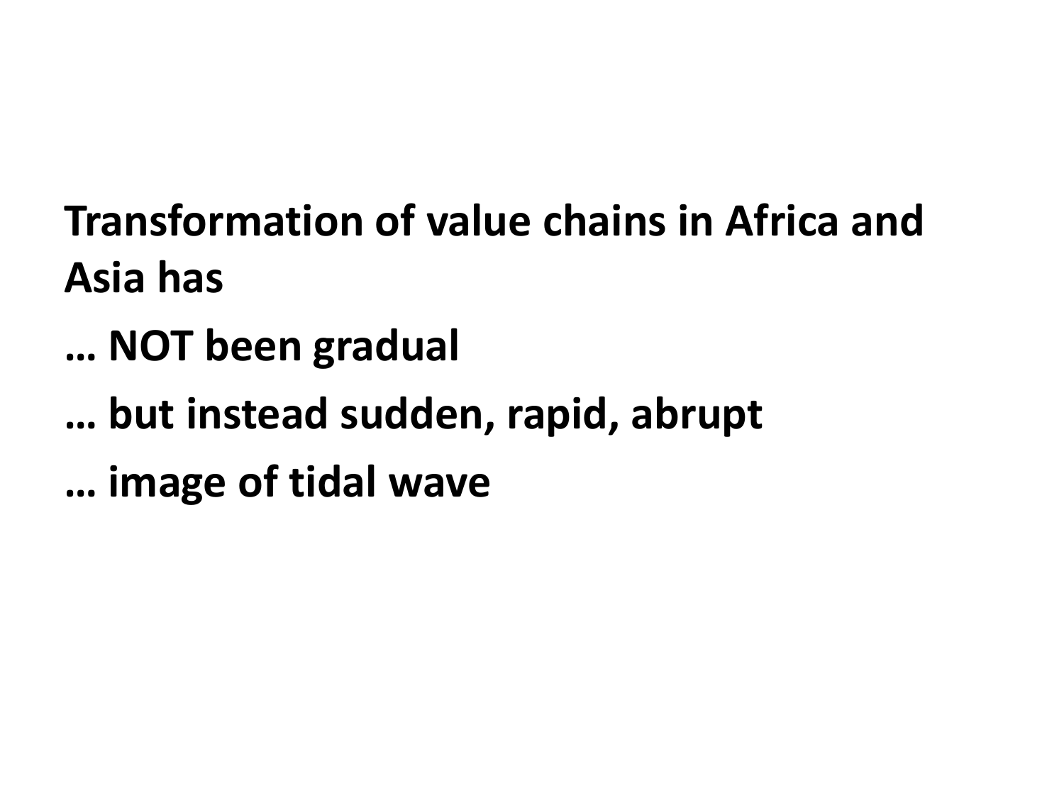**Transformation of value chains in Africa and Asia has**

**… NOT been gradual**

**… but instead sudden, rapid, abrupt**

**… image of tidal wave**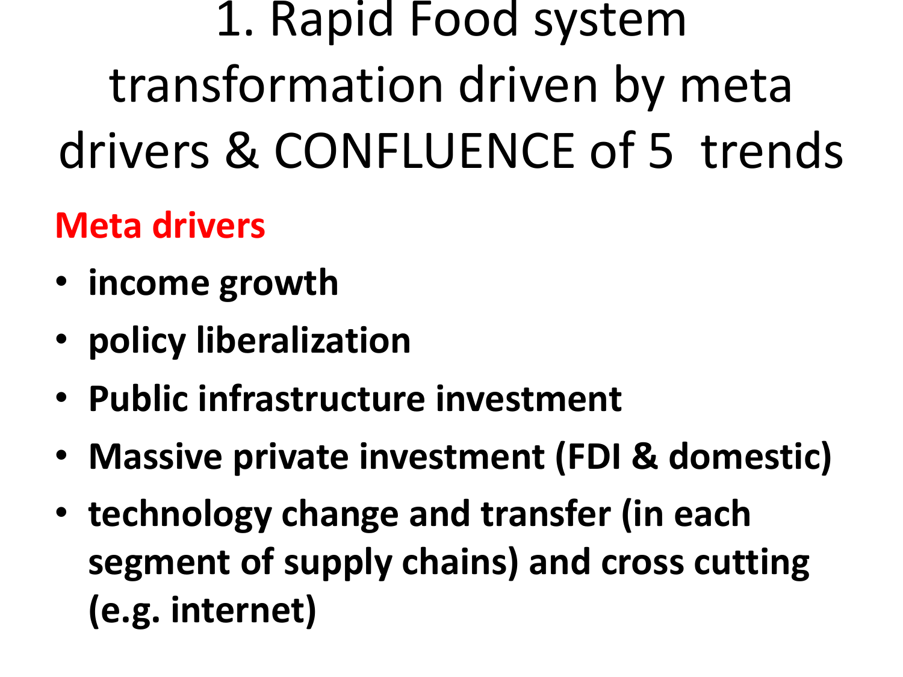# 1. Rapid Food system transformation driven by meta drivers & CONFLUENCE of 5 trends

## Meta drivers

- **income growth**
- **policy liberalization**
- **Public infrastructure investment**
- **Massive private investment (FDI & domestic)**
- **technology change and transfer (in each segment of supply chains) and cross cutting (e.g. internet)**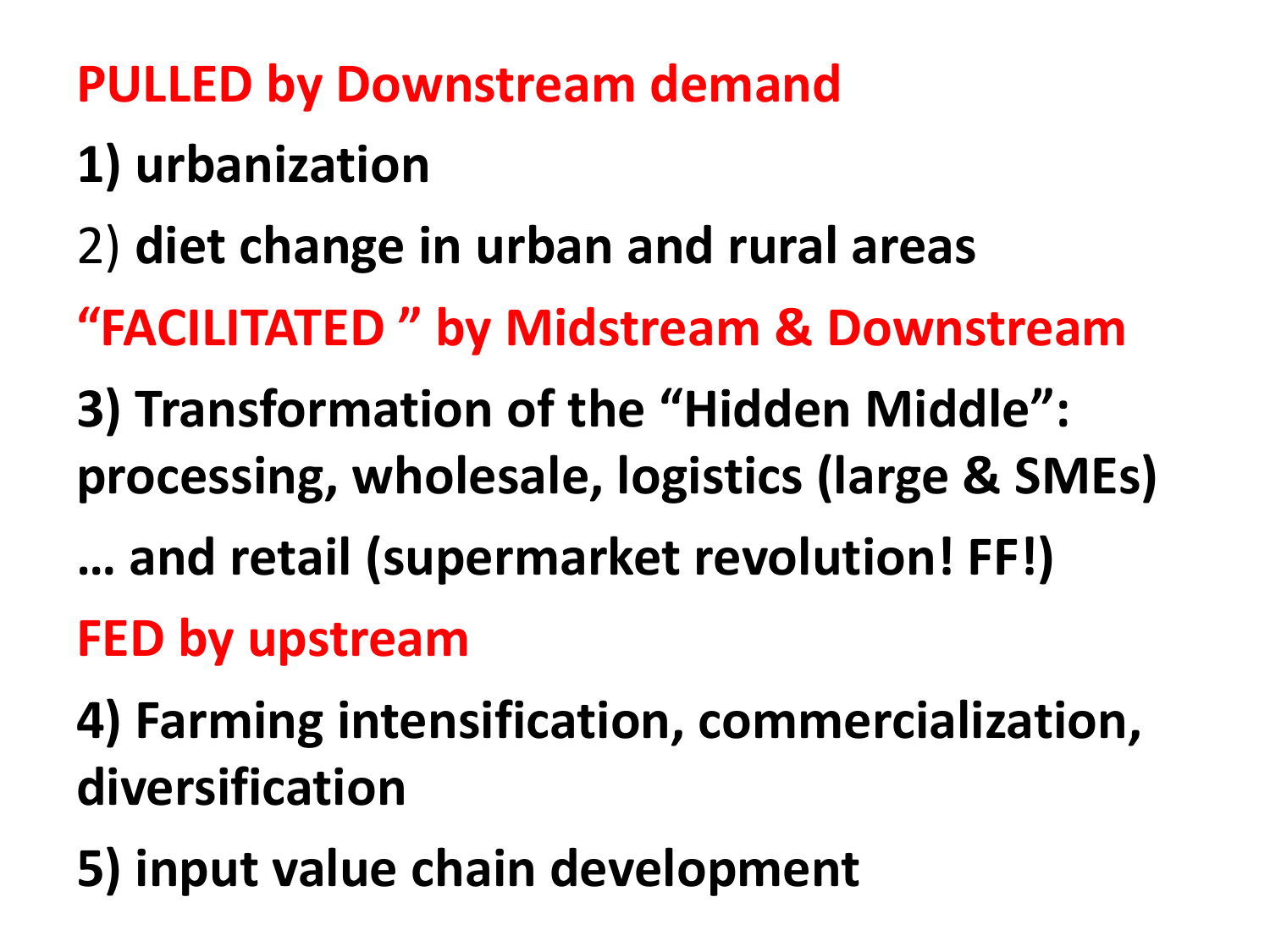**PULLED by Downstream demand**

**1) urbanization**

2) **diet change in urban and rural areas**

**“FACILITATED ” by Midstream & Downstream**

**3) Transformation of the “Hidden Middle”: processing, wholesale, logistics (large & SMEs)**

**… and retail (supermarket revolution! FF!)**

**FED by upstream**

**4) Farming intensification, commercialization, diversification**

**5) input value chain development**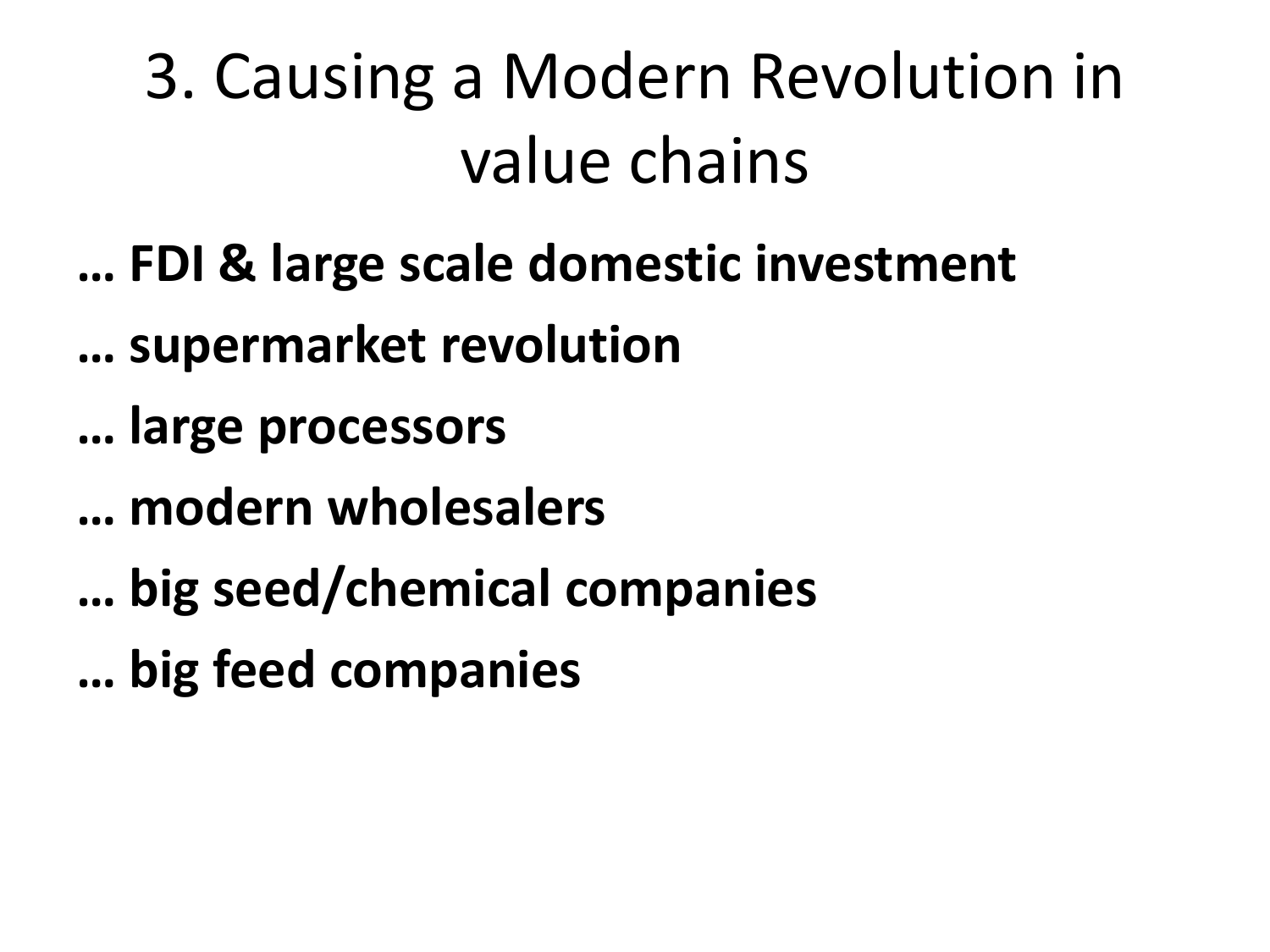# 3. Causing a Modern Revolution in value chains

**… FDI & large scale domestic investment**

**… supermarket revolution**

**… large processors**

**… modern wholesalers**

**… big seed/chemical companies**

**… big feed companies**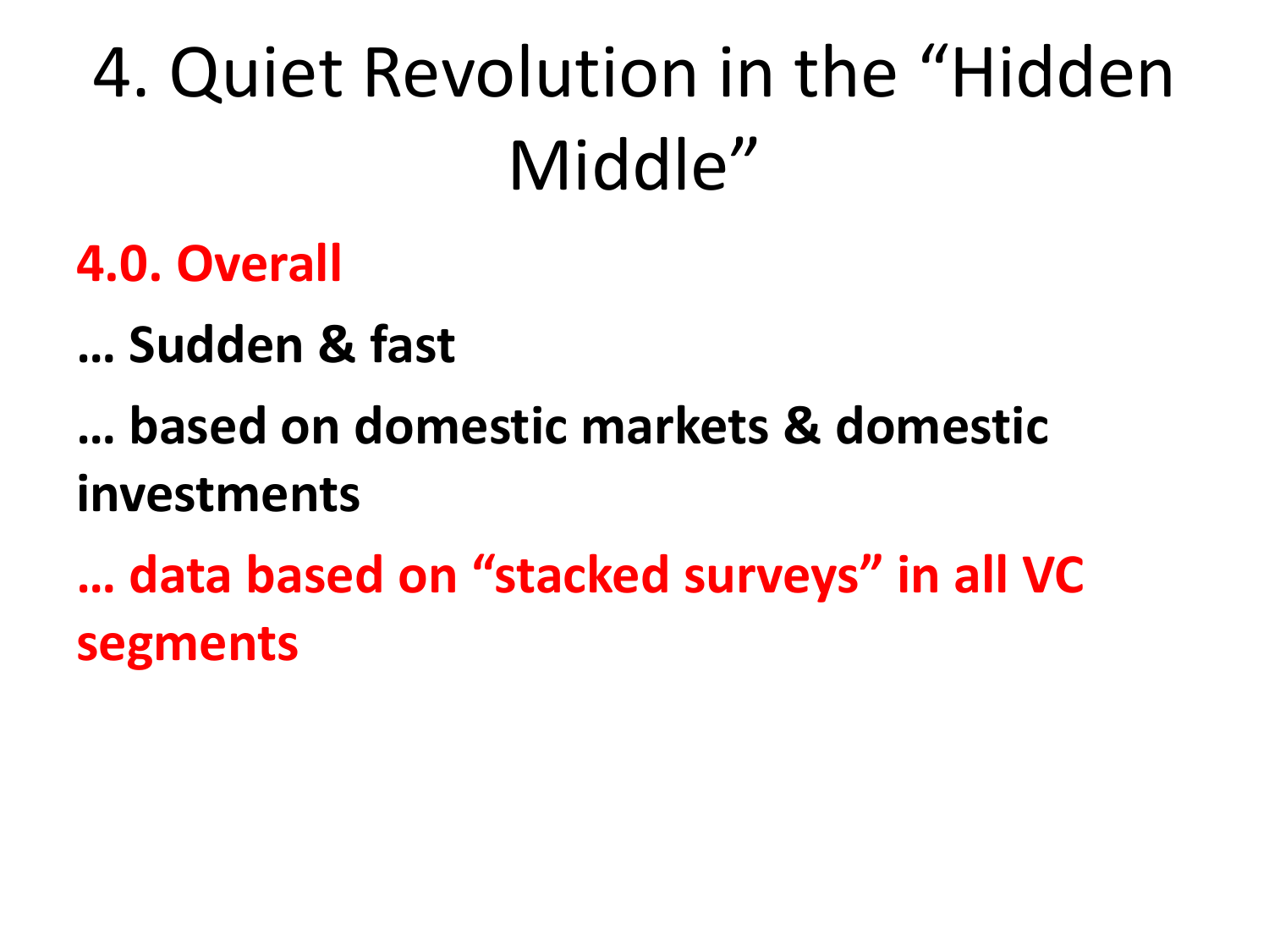# 4. Quiet Revolution in the "Hidden Middle"

**4.0. Overall**

**… Sudden & fast**

**… based on domestic markets & domestic investments**

**… data based on "stacked surveys" in all VC segments**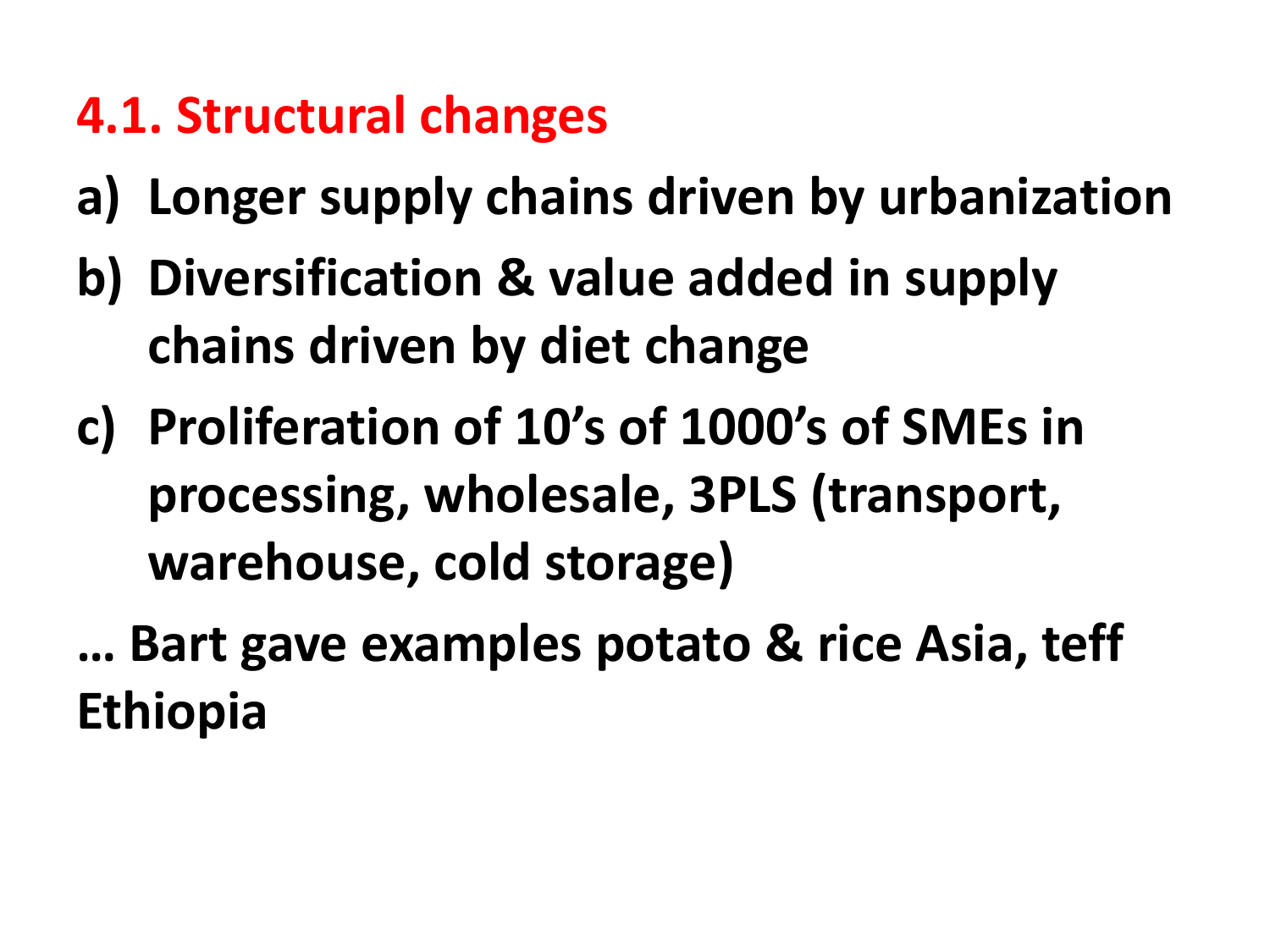## 4.1. Structural changes

a) Longer supply chains driven by urbanization
b) Diversification & value added in supply chains driven by diet change
c) Proliferation of 10's of 1000's of SMEs in processing, wholesale, 3PLS (transport, warehouse, cold storage)

… Bart gave examples potato & rice Asia, teff Ethiopia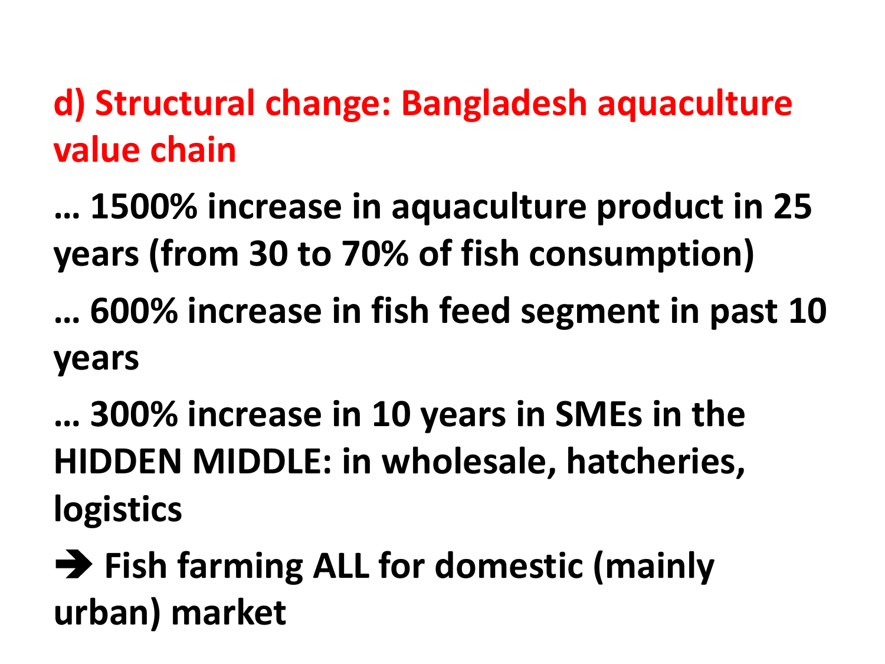## d) Structural change: Bangladesh aquaculture value chain

**… 1500% increase in aquaculture product in 25 years (from 30 to 70% of fish consumption)**

**… 600% increase in fish feed segment in past 10 years**

**… 300% increase in 10 years in SMEs in the HIDDEN MIDDLE: in wholesale, hatcheries, logistics**

**➔ Fish farming ALL for domestic (mainly urban) market**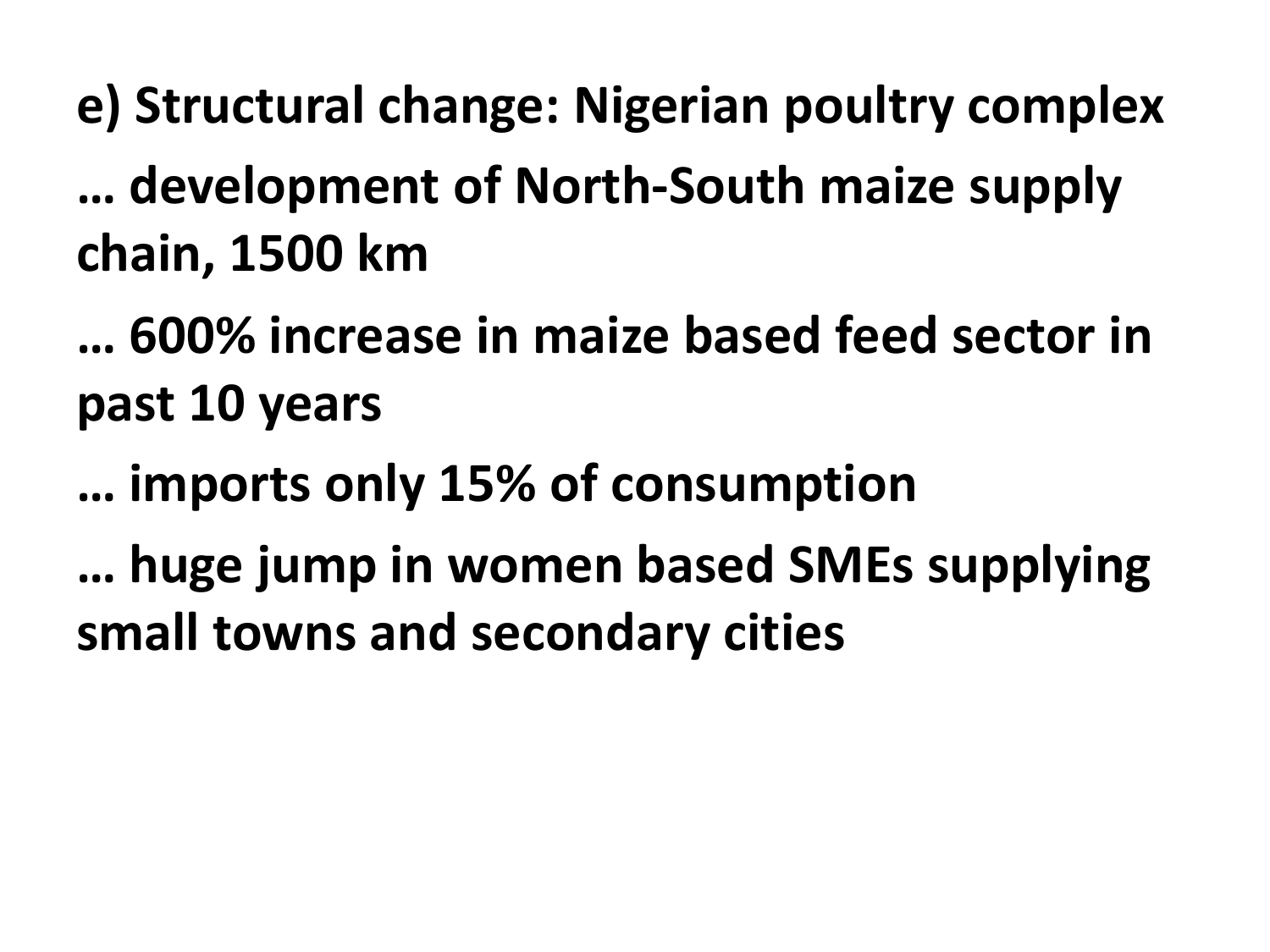**e) Structural change: Nigerian poultry complex**

**… development of North-South maize supply chain, 1500 km**

**… 600% increase in maize based feed sector in past 10 years**

**… imports only 15% of consumption**

**… huge jump in women based SMEs supplying small towns and secondary cities**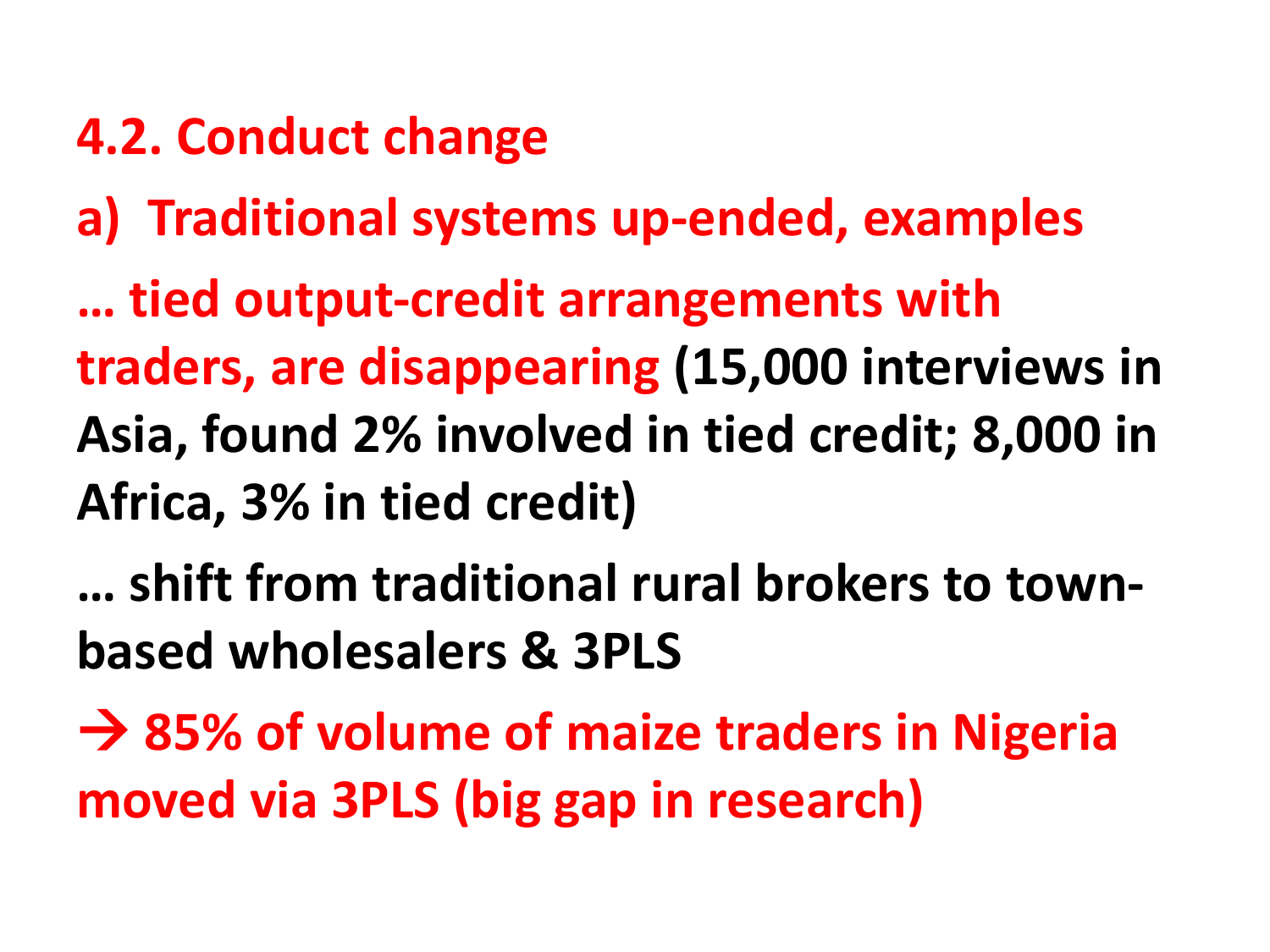## 4.2. Conduct change

**a) Traditional systems up-ended, examples**

**… tied output-credit arrangements with traders, are disappearing (15,000 interviews in Asia, found 2% involved in tied credit; 8,000 in Africa, 3% in tied credit)**

**… shift from traditional rural brokers to town-based wholesalers & 3PLS**

**→ 85% of volume of maize traders in Nigeria moved via 3PLS (big gap in research)**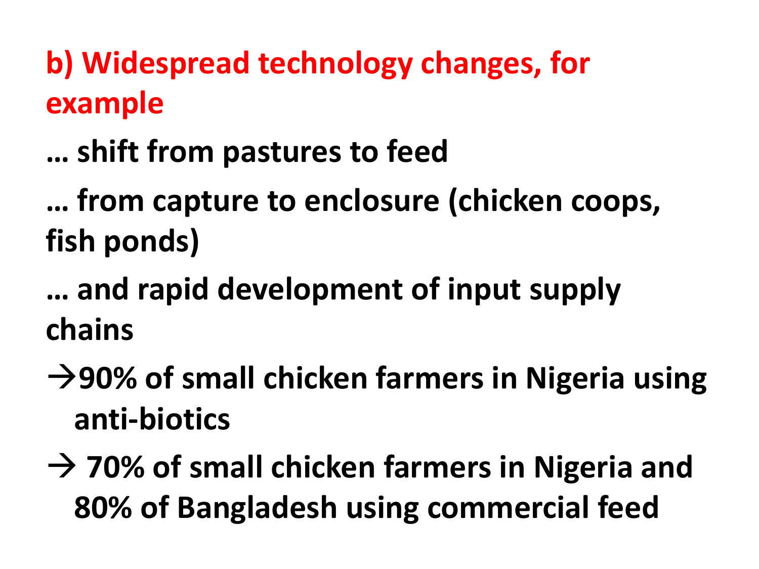## b) Widespread technology changes, for example

**… shift from pastures to feed**

**… from capture to enclosure (chicken coops, fish ponds)**

**… and rapid development of input supply chains**

**→90% of small chicken farmers in Nigeria using anti-biotics**

**→ 70% of small chicken farmers in Nigeria and 80% of Bangladesh using commercial feed**